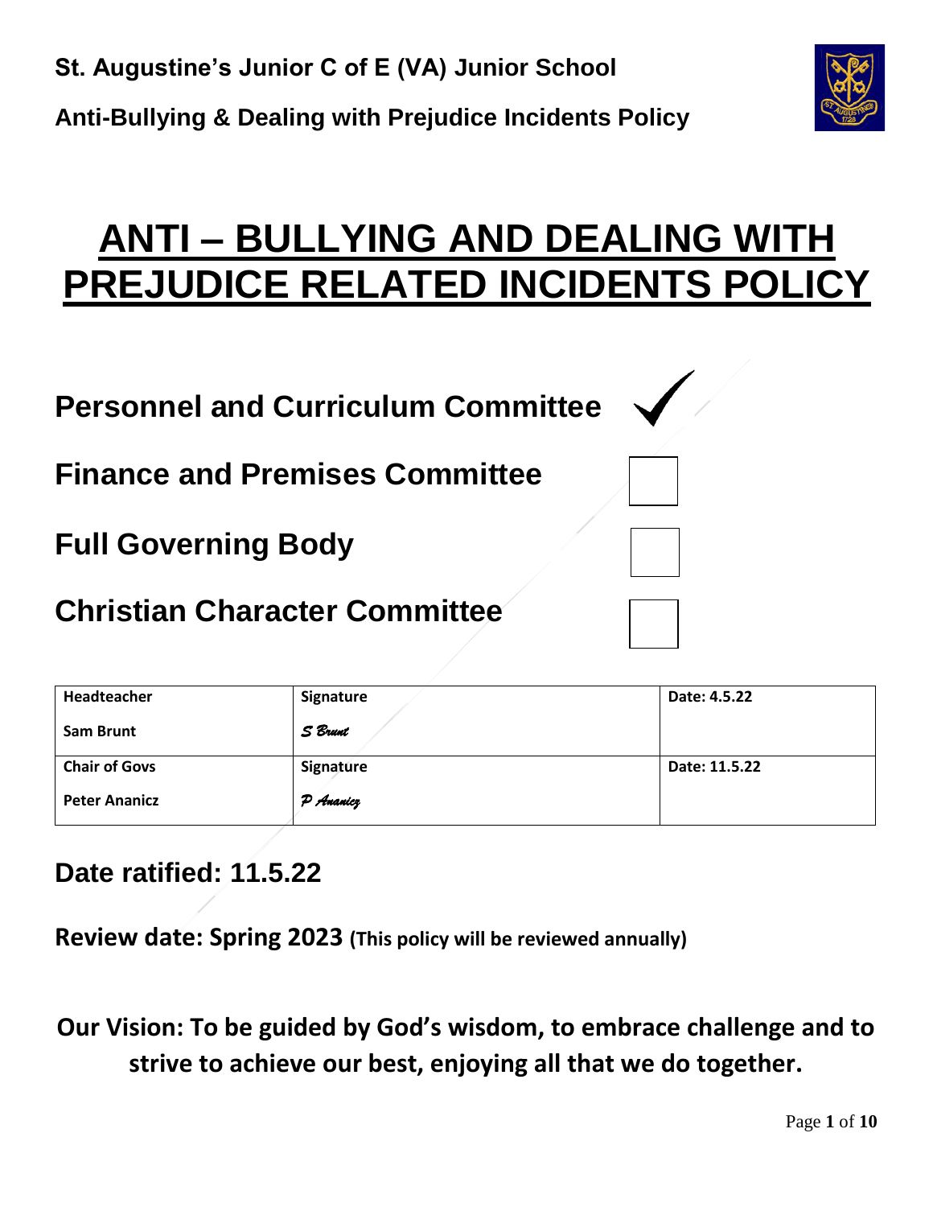**St. Augustine's Junior C of E (VA) Junior School**

**Anti-Bullying & Dealing with Prejudice Incidents Policy**

# ANTI – BULLYING AND DEALING WITH PREJUDICE RELATED INCIDENTS POLICY

**Personnel and Curriculum Committee** ✓

**Finance and Premises Committee** ☐

**Full Governing Body** ☐

**Christian Character Committee** ☐

| Headteacher<br>Sam Brunt | Signature<br>*S Brunt* | Date: 4.5.22 |
|---|---|---|
| **Chair of Govs**<br>**Peter Ananicz** | **Signature**<br>*P Ananicz* | **Date: 11.5.22** |

## Date ratified: 11.5.22

**Review date: Spring 2023 (This policy will be reviewed annually)**

**Our Vision: To be guided by God's wisdom, to embrace challenge and to strive to achieve our best, enjoying all that we do together.**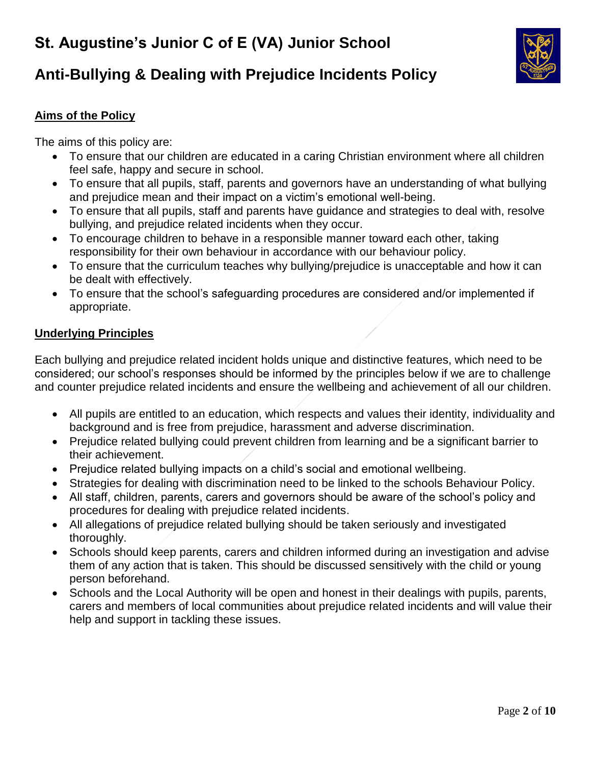# St. Augustine's Junior C of E (VA) Junior School

# Anti-Bullying & Dealing with Prejudice Incidents Policy

## Aims of the Policy

The aims of this policy are:

- To ensure that our children are educated in a caring Christian environment where all children feel safe, happy and secure in school.
- To ensure that all pupils, staff, parents and governors have an understanding of what bullying and prejudice mean and their impact on a victim's emotional well-being.
- To ensure that all pupils, staff and parents have guidance and strategies to deal with, resolve bullying, and prejudice related incidents when they occur.
- To encourage children to behave in a responsible manner toward each other, taking responsibility for their own behaviour in accordance with our behaviour policy.
- To ensure that the curriculum teaches why bullying/prejudice is unacceptable and how it can be dealt with effectively.
- To ensure that the school's safeguarding procedures are considered and/or implemented if appropriate.

## Underlying Principles

Each bullying and prejudice related incident holds unique and distinctive features, which need to be considered; our school's responses should be informed by the principles below if we are to challenge and counter prejudice related incidents and ensure the wellbeing and achievement of all our children.

- All pupils are entitled to an education, which respects and values their identity, individuality and background and is free from prejudice, harassment and adverse discrimination.
- Prejudice related bullying could prevent children from learning and be a significant barrier to their achievement.
- Prejudice related bullying impacts on a child's social and emotional wellbeing.
- Strategies for dealing with discrimination need to be linked to the schools Behaviour Policy.
- All staff, children, parents, carers and governors should be aware of the school's policy and procedures for dealing with prejudice related incidents.
- All allegations of prejudice related bullying should be taken seriously and investigated thoroughly.
- Schools should keep parents, carers and children informed during an investigation and advise them of any action that is taken. This should be discussed sensitively with the child or young person beforehand.
- Schools and the Local Authority will be open and honest in their dealings with pupils, parents, carers and members of local communities about prejudice related incidents and will value their help and support in tackling these issues.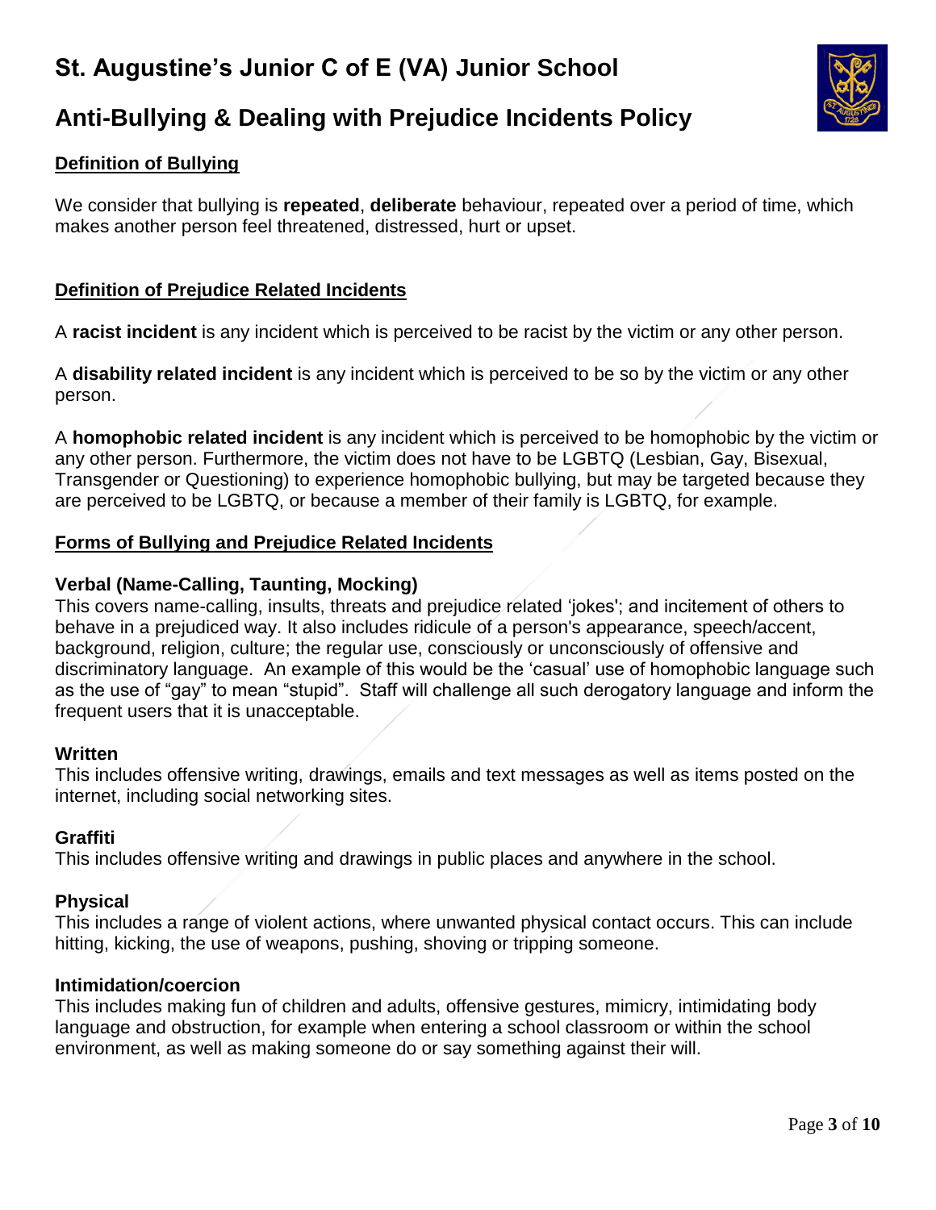# St. Augustine's Junior C of E (VA) Junior School

# Anti-Bullying & Dealing with Prejudice Incidents Policy

## Definition of Bullying

We consider that bullying is **repeated**, **deliberate** behaviour, repeated over a period of time, which makes another person feel threatened, distressed, hurt or upset.

## Definition of Prejudice Related Incidents

A **racist incident** is any incident which is perceived to be racist by the victim or any other person.

A **disability related incident** is any incident which is perceived to be so by the victim or any other person.

A **homophobic related incident** is any incident which is perceived to be homophobic by the victim or any other person. Furthermore, the victim does not have to be LGBTQ (Lesbian, Gay, Bisexual, Transgender or Questioning) to experience homophobic bullying, but may be targeted because they are perceived to be LGBTQ, or because a member of their family is LGBTQ, for example.

## Forms of Bullying and Prejudice Related Incidents

### Verbal (Name-Calling, Taunting, Mocking)

This covers name-calling, insults, threats and prejudice related 'jokes'; and incitement of others to behave in a prejudiced way. It also includes ridicule of a person's appearance, speech/accent, background, religion, culture; the regular use, consciously or unconsciously of offensive and discriminatory language. An example of this would be the 'casual' use of homophobic language such as the use of "gay" to mean "stupid". Staff will challenge all such derogatory language and inform the frequent users that it is unacceptable.

### Written

This includes offensive writing, drawings, emails and text messages as well as items posted on the internet, including social networking sites.

### Graffiti

This includes offensive writing and drawings in public places and anywhere in the school.

### Physical

This includes a range of violent actions, where unwanted physical contact occurs. This can include hitting, kicking, the use of weapons, pushing, shoving or tripping someone.

### Intimidation/coercion

This includes making fun of children and adults, offensive gestures, mimicry, intimidating body language and obstruction, for example when entering a school classroom or within the school environment, as well as making someone do or say something against their will.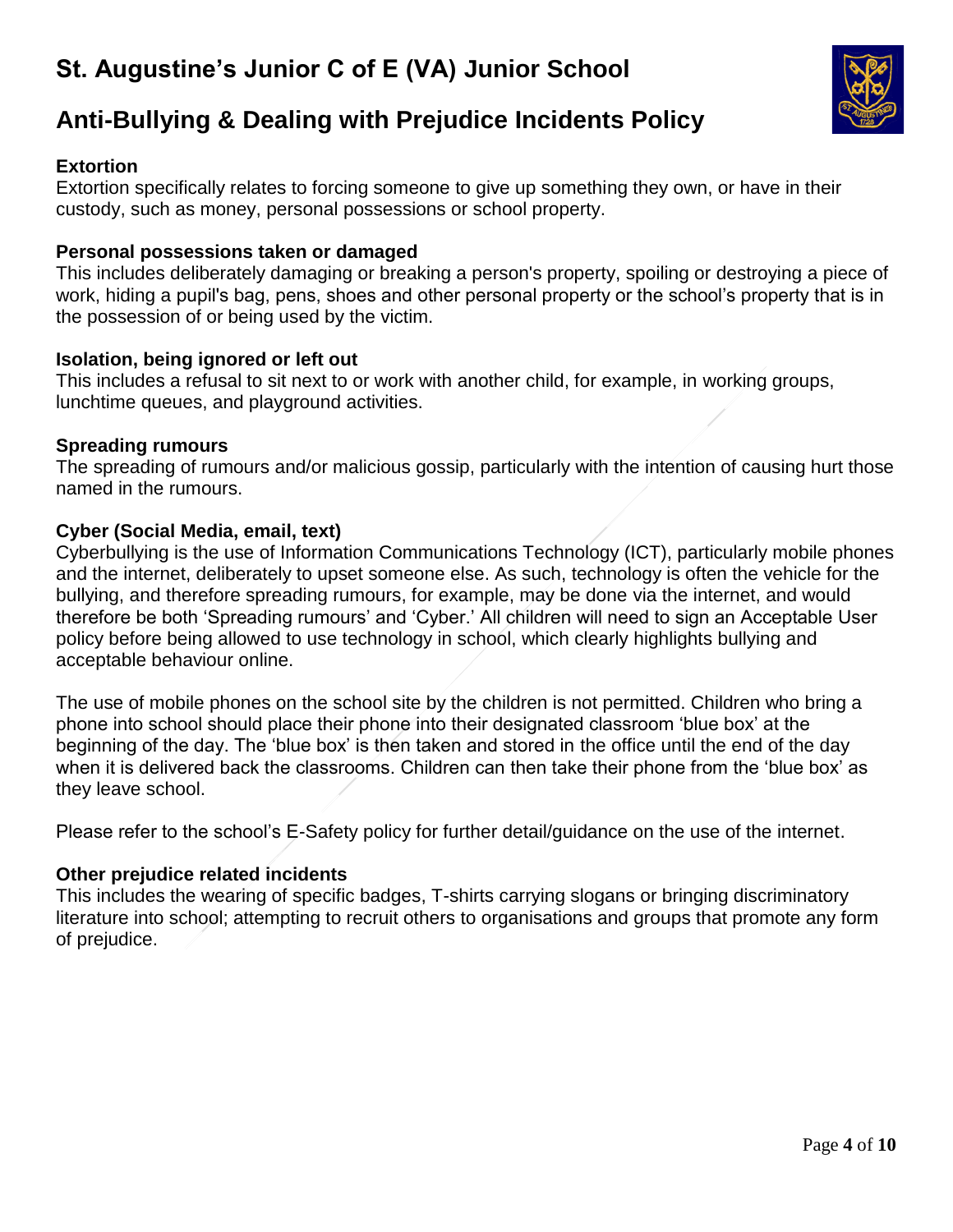### Extortion

Extortion specifically relates to forcing someone to give up something they own, or have in their custody, such as money, personal possessions or school property.

### Personal possessions taken or damaged

This includes deliberately damaging or breaking a person's property, spoiling or destroying a piece of work, hiding a pupil's bag, pens, shoes and other personal property or the school's property that is in the possession of or being used by the victim.

### Isolation, being ignored or left out

This includes a refusal to sit next to or work with another child, for example, in working groups, lunchtime queues, and playground activities.

### Spreading rumours

The spreading of rumours and/or malicious gossip, particularly with the intention of causing hurt those named in the rumours.

### Cyber (Social Media, email, text)

Cyberbullying is the use of Information Communications Technology (ICT), particularly mobile phones and the internet, deliberately to upset someone else. As such, technology is often the vehicle for the bullying, and therefore spreading rumours, for example, may be done via the internet, and would therefore be both 'Spreading rumours' and 'Cyber.' All children will need to sign an Acceptable User policy before being allowed to use technology in school, which clearly highlights bullying and acceptable behaviour online.

The use of mobile phones on the school site by the children is not permitted. Children who bring a phone into school should place their phone into their designated classroom 'blue box' at the beginning of the day. The 'blue box' is then taken and stored in the office until the end of the day when it is delivered back the classrooms. Children can then take their phone from the 'blue box' as they leave school.

Please refer to the school's E-Safety policy for further detail/guidance on the use of the internet.

### Other prejudice related incidents

This includes the wearing of specific badges, T-shirts carrying slogans or bringing discriminatory literature into school; attempting to recruit others to organisations and groups that promote any form of prejudice.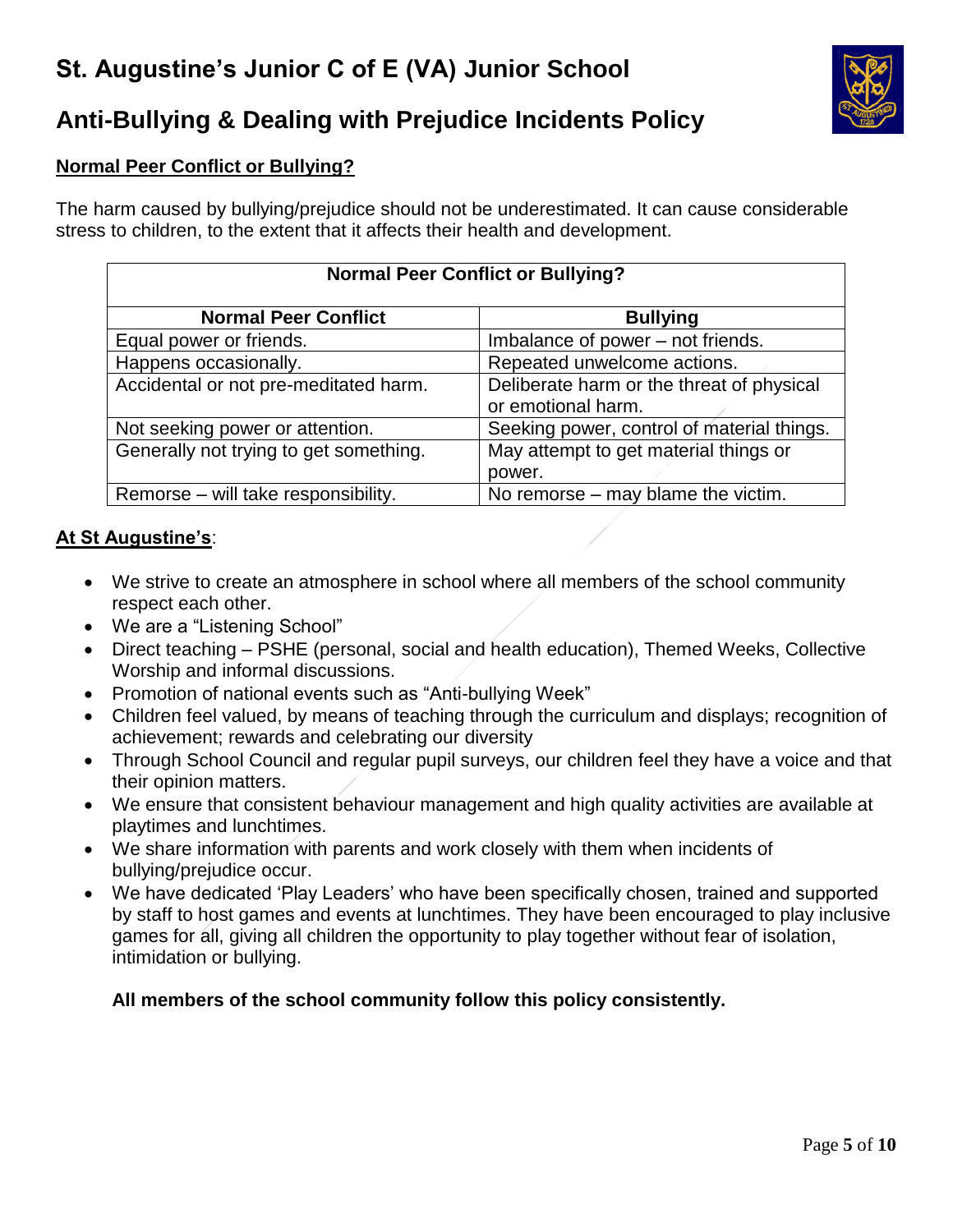# St. Augustine's Junior C of E (VA) Junior School

# Anti-Bullying & Dealing with Prejudice Incidents Policy

## Normal Peer Conflict or Bullying?

The harm caused by bullying/prejudice should not be underestimated. It can cause considerable stress to children, to the extent that it affects their health and development.

| Normal Peer Conflict or Bullying? | |
|---|---|
| **Normal Peer Conflict** | **Bullying** |
| Equal power or friends. | Imbalance of power – not friends. |
| Happens occasionally. | Repeated unwelcome actions. |
| Accidental or not pre-meditated harm. | Deliberate harm or the threat of physical or emotional harm. |
| Not seeking power or attention. | Seeking power, control of material things. |
| Generally not trying to get something. | May attempt to get material things or power. |
| Remorse – will take responsibility. | No remorse – may blame the victim. |

**At St Augustine's**:

- We strive to create an atmosphere in school where all members of the school community respect each other.
- We are a "Listening School"
- Direct teaching – PSHE (personal, social and health education), Themed Weeks, Collective Worship and informal discussions.
- Promotion of national events such as "Anti-bullying Week"
- Children feel valued, by means of teaching through the curriculum and displays; recognition of achievement; rewards and celebrating our diversity
- Through School Council and regular pupil surveys, our children feel they have a voice and that their opinion matters.
- We ensure that consistent behaviour management and high quality activities are available at playtimes and lunchtimes.
- We share information with parents and work closely with them when incidents of bullying/prejudice occur.
- We have dedicated 'Play Leaders' who have been specifically chosen, trained and supported by staff to host games and events at lunchtimes. They have been encouraged to play inclusive games for all, giving all children the opportunity to play together without fear of isolation, intimidation or bullying.

**All members of the school community follow this policy consistently.**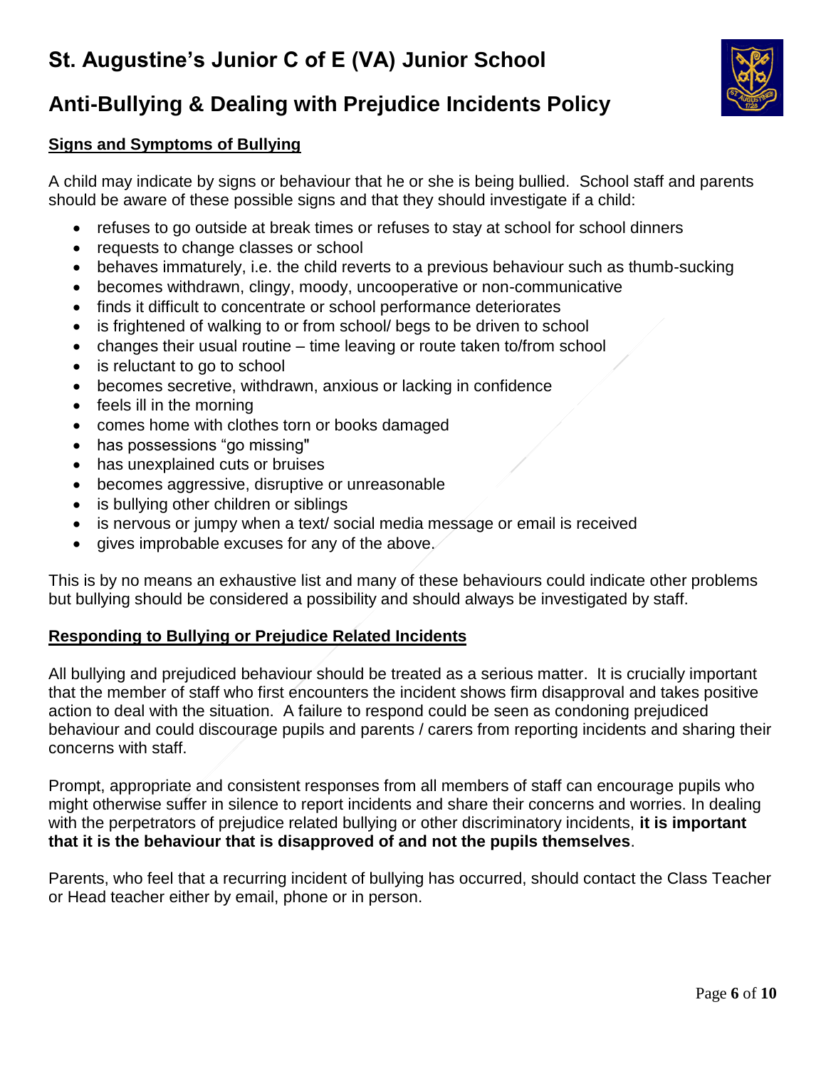# St. Augustine's Junior C of E (VA) Junior School

# Anti-Bullying & Dealing with Prejudice Incidents Policy

## Signs and Symptoms of Bullying

A child may indicate by signs or behaviour that he or she is being bullied. School staff and parents should be aware of these possible signs and that they should investigate if a child:

- refuses to go outside at break times or refuses to stay at school for school dinners
- requests to change classes or school
- behaves immaturely, i.e. the child reverts to a previous behaviour such as thumb-sucking
- becomes withdrawn, clingy, moody, uncooperative or non-communicative
- finds it difficult to concentrate or school performance deteriorates
- is frightened of walking to or from school/ begs to be driven to school
- changes their usual routine – time leaving or route taken to/from school
- is reluctant to go to school
- becomes secretive, withdrawn, anxious or lacking in confidence
- feels ill in the morning
- comes home with clothes torn or books damaged
- has possessions "go missing"
- has unexplained cuts or bruises
- becomes aggressive, disruptive or unreasonable
- is bullying other children or siblings
- is nervous or jumpy when a text/ social media message or email is received
- gives improbable excuses for any of the above.

This is by no means an exhaustive list and many of these behaviours could indicate other problems but bullying should be considered a possibility and should always be investigated by staff.

## Responding to Bullying or Prejudice Related Incidents

All bullying and prejudiced behaviour should be treated as a serious matter. It is crucially important that the member of staff who first encounters the incident shows firm disapproval and takes positive action to deal with the situation. A failure to respond could be seen as condoning prejudiced behaviour and could discourage pupils and parents / carers from reporting incidents and sharing their concerns with staff.

Prompt, appropriate and consistent responses from all members of staff can encourage pupils who might otherwise suffer in silence to report incidents and share their concerns and worries. In dealing with the perpetrators of prejudice related bullying or other discriminatory incidents, **it is important that it is the behaviour that is disapproved of and not the pupils themselves**.

Parents, who feel that a recurring incident of bullying has occurred, should contact the Class Teacher or Head teacher either by email, phone or in person.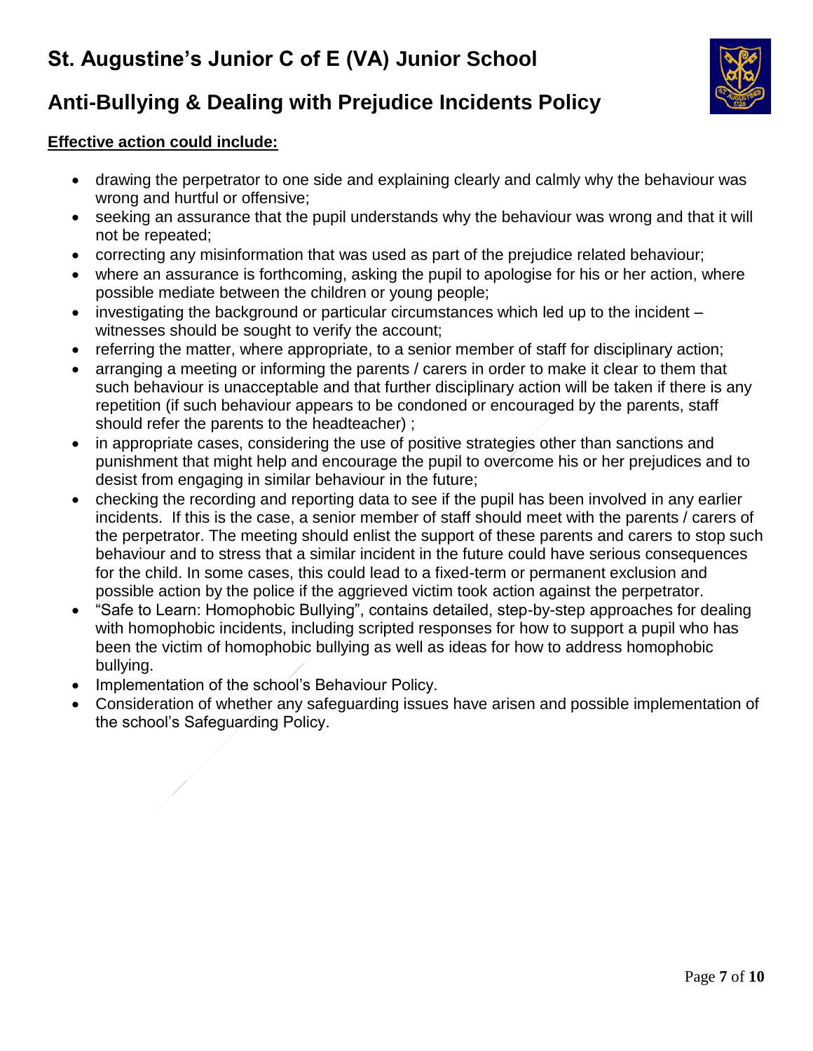**Effective action could include:**

- drawing the perpetrator to one side and explaining clearly and calmly why the behaviour was wrong and hurtful or offensive;
- seeking an assurance that the pupil understands why the behaviour was wrong and that it will not be repeated;
- correcting any misinformation that was used as part of the prejudice related behaviour;
- where an assurance is forthcoming, asking the pupil to apologise for his or her action, where possible mediate between the children or young people;
- investigating the background or particular circumstances which led up to the incident – witnesses should be sought to verify the account;
- referring the matter, where appropriate, to a senior member of staff for disciplinary action;
- arranging a meeting or informing the parents / carers in order to make it clear to them that such behaviour is unacceptable and that further disciplinary action will be taken if there is any repetition (if such behaviour appears to be condoned or encouraged by the parents, staff should refer the parents to the headteacher) ;
- in appropriate cases, considering the use of positive strategies other than sanctions and punishment that might help and encourage the pupil to overcome his or her prejudices and to desist from engaging in similar behaviour in the future;
- checking the recording and reporting data to see if the pupil has been involved in any earlier incidents. If this is the case, a senior member of staff should meet with the parents / carers of the perpetrator. The meeting should enlist the support of these parents and carers to stop such behaviour and to stress that a similar incident in the future could have serious consequences for the child. In some cases, this could lead to a fixed-term or permanent exclusion and possible action by the police if the aggrieved victim took action against the perpetrator.
- "Safe to Learn: Homophobic Bullying", contains detailed, step-by-step approaches for dealing with homophobic incidents, including scripted responses for how to support a pupil who has been the victim of homophobic bullying as well as ideas for how to address homophobic bullying.
- Implementation of the school's Behaviour Policy.
- Consideration of whether any safeguarding issues have arisen and possible implementation of the school's Safeguarding Policy.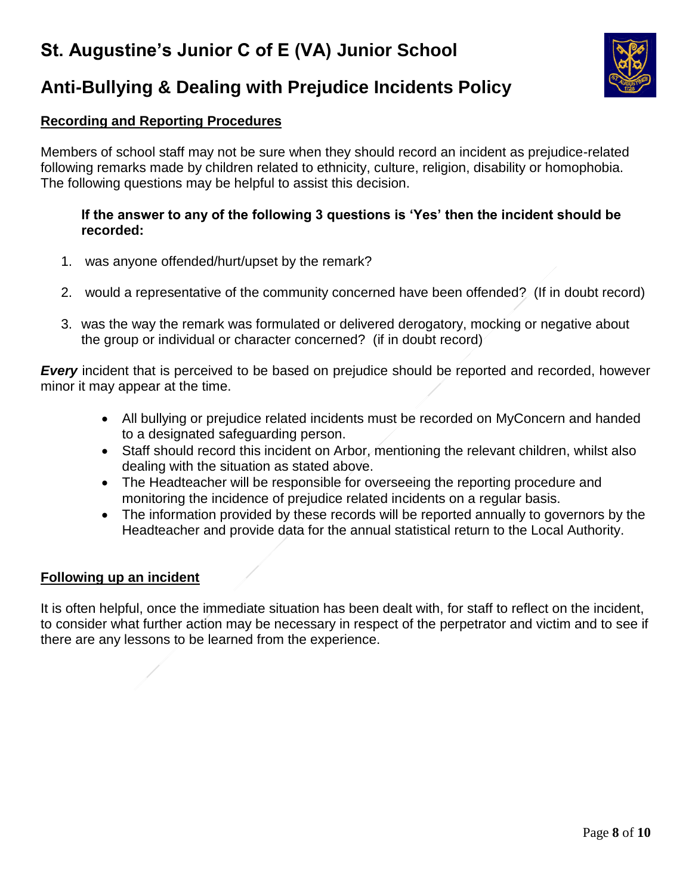## Recording and Reporting Procedures

Members of school staff may not be sure when they should record an incident as prejudice-related following remarks made by children related to ethnicity, culture, religion, disability or homophobia. The following questions may be helpful to assist this decision.

**If the answer to any of the following 3 questions is 'Yes' then the incident should be recorded:**

1. was anyone offended/hurt/upset by the remark?
2. would a representative of the community concerned have been offended? (If in doubt record)
3. was the way the remark was formulated or delivered derogatory, mocking or negative about the group or individual or character concerned? (if in doubt record)

***Every*** incident that is perceived to be based on prejudice should be reported and recorded, however minor it may appear at the time.

- All bullying or prejudice related incidents must be recorded on MyConcern and handed to a designated safeguarding person.
- Staff should record this incident on Arbor, mentioning the relevant children, whilst also dealing with the situation as stated above.
- The Headteacher will be responsible for overseeing the reporting procedure and monitoring the incidence of prejudice related incidents on a regular basis.
- The information provided by these records will be reported annually to governors by the Headteacher and provide data for the annual statistical return to the Local Authority.

## Following up an incident

It is often helpful, once the immediate situation has been dealt with, for staff to reflect on the incident, to consider what further action may be necessary in respect of the perpetrator and victim and to see if there are any lessons to be learned from the experience.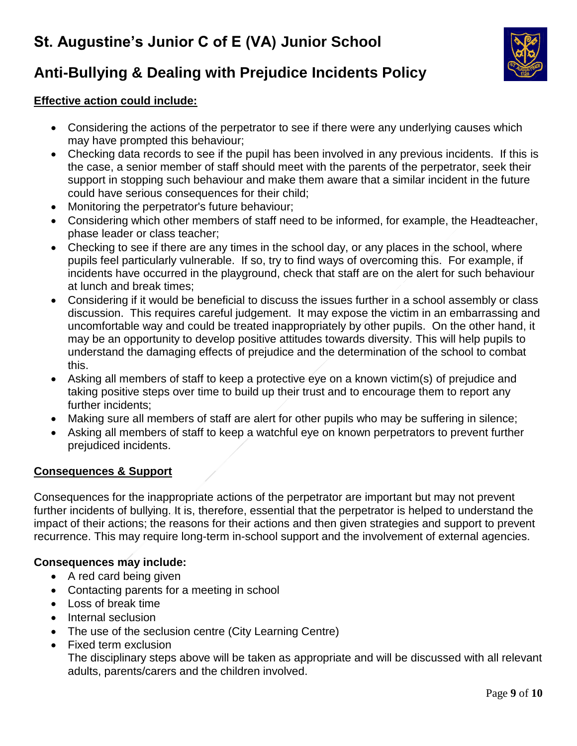**Effective action could include:**

- Considering the actions of the perpetrator to see if there were any underlying causes which may have prompted this behaviour;
- Checking data records to see if the pupil has been involved in any previous incidents. If this is the case, a senior member of staff should meet with the parents of the perpetrator, seek their support in stopping such behaviour and make them aware that a similar incident in the future could have serious consequences for their child;
- Monitoring the perpetrator's future behaviour;
- Considering which other members of staff need to be informed, for example, the Headteacher, phase leader or class teacher;
- Checking to see if there are any times in the school day, or any places in the school, where pupils feel particularly vulnerable. If so, try to find ways of overcoming this. For example, if incidents have occurred in the playground, check that staff are on the alert for such behaviour at lunch and break times;
- Considering if it would be beneficial to discuss the issues further in a school assembly or class discussion. This requires careful judgement. It may expose the victim in an embarrassing and uncomfortable way and could be treated inappropriately by other pupils. On the other hand, it may be an opportunity to develop positive attitudes towards diversity. This will help pupils to understand the damaging effects of prejudice and the determination of the school to combat this.
- Asking all members of staff to keep a protective eye on a known victim(s) of prejudice and taking positive steps over time to build up their trust and to encourage them to report any further incidents;
- Making sure all members of staff are alert for other pupils who may be suffering in silence;
- Asking all members of staff to keep a watchful eye on known perpetrators to prevent further prejudiced incidents.

**Consequences & Support**

Consequences for the inappropriate actions of the perpetrator are important but may not prevent further incidents of bullying. It is, therefore, essential that the perpetrator is helped to understand the impact of their actions; the reasons for their actions and then given strategies and support to prevent recurrence. This may require long-term in-school support and the involvement of external agencies.

**Consequences may include:**

- A red card being given
- Contacting parents for a meeting in school
- Loss of break time
- Internal seclusion
- The use of the seclusion centre (City Learning Centre)
- Fixed term exclusion

  The disciplinary steps above will be taken as appropriate and will be discussed with all relevant adults, parents/carers and the children involved.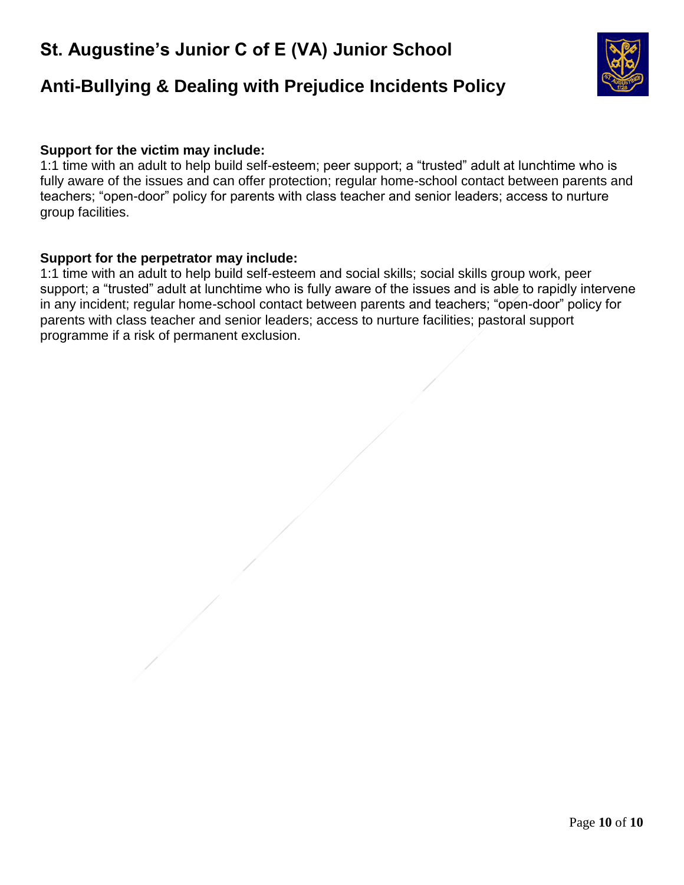**Support for the victim may include:**
1:1 time with an adult to help build self-esteem; peer support; a "trusted" adult at lunchtime who is fully aware of the issues and can offer protection; regular home-school contact between parents and teachers; "open-door" policy for parents with class teacher and senior leaders; access to nurture group facilities.

**Support for the perpetrator may include:**
1:1 time with an adult to help build self-esteem and social skills; social skills group work, peer support; a "trusted" adult at lunchtime who is fully aware of the issues and is able to rapidly intervene in any incident; regular home-school contact between parents and teachers; "open-door" policy for parents with class teacher and senior leaders; access to nurture facilities; pastoral support programme if a risk of permanent exclusion.